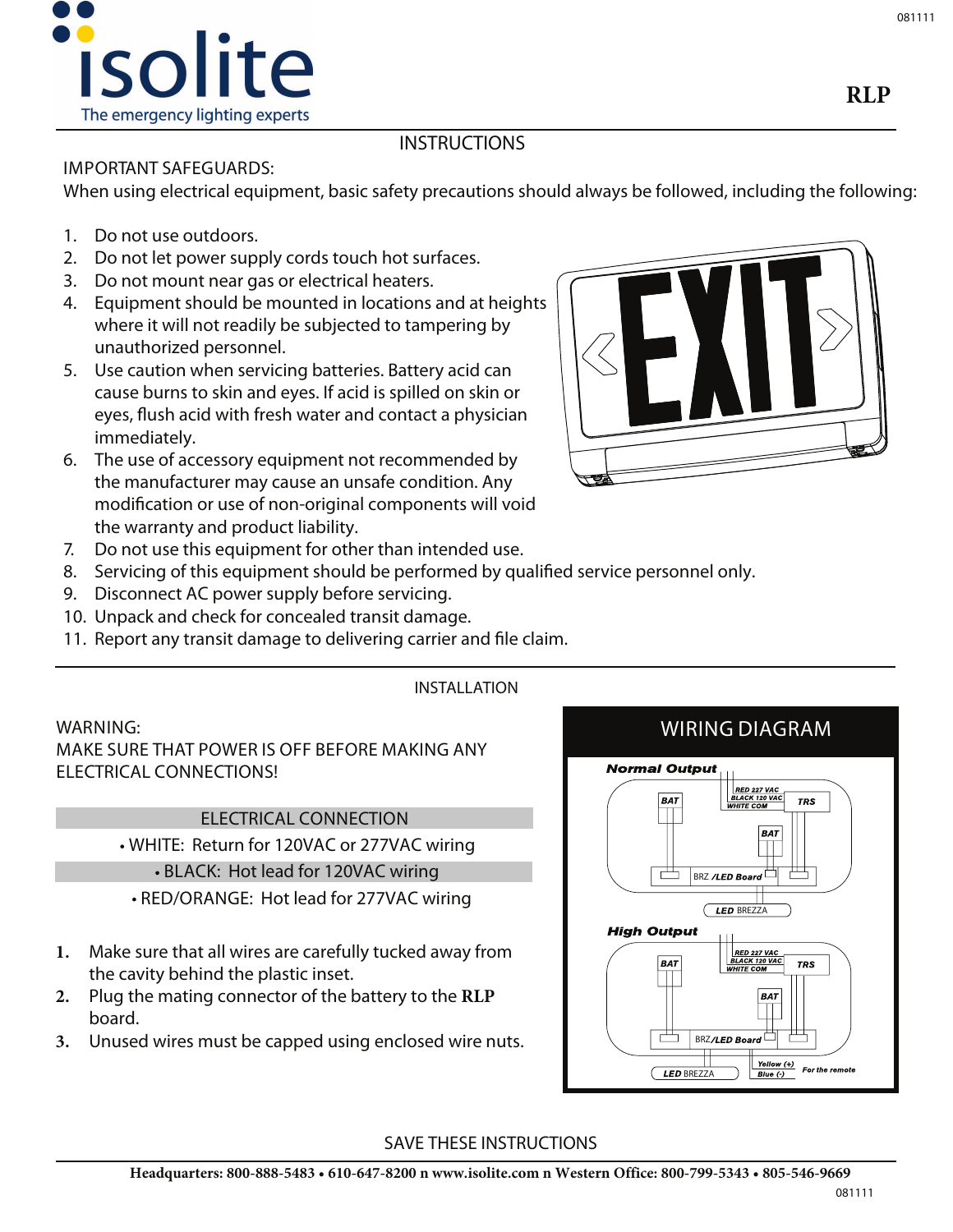# isolite

The emergency lighting experts

**RLP**

## INSTRUCTIONS

IMPORTANT SAFEGUARDS:

When using electrical equipment, basic safety precautions should always be followed, including the following:

1. Do not use outdoors.
2. Do not let power supply cords touch hot surfaces.
3. Do not mount near gas or electrical heaters.
4. Equipment should be mounted in locations and at heights where it will not readily be subjected to tampering by unauthorized personnel.
5. Use caution when servicing batteries. Battery acid can cause burns to skin and eyes. If acid is spilled on skin or eyes, flush acid with fresh water and contact a physician immediately.
6. The use of accessory equipment not recommended by the manufacturer may cause an unsafe condition. Any modification or use of non-original components will void the warranty and product liability.
7. Do not use this equipment for other than intended use.
8. Servicing of this equipment should be performed by qualified service personnel only.
9. Disconnect AC power supply before servicing.
10. Unpack and check for concealed transit damage.
11. Report any transit damage to delivering carrier and file claim.

## INSTALLATION

WARNING:
MAKE SURE THAT POWER IS OFF BEFORE MAKING ANY ELECTRICAL CONNECTIONS!

### ELECTRICAL CONNECTION

- WHITE: Return for 120VAC or 277VAC wiring
- BLACK: Hot lead for 120VAC wiring
- RED/ORANGE: Hot lead for 277VAC wiring

1. Make sure that all wires are carefully tucked away from the cavity behind the plastic inset.
2. Plug the mating connector of the battery to the **RLP** board.
3. Unused wires must be capped using enclosed wire nuts.

### WIRING DIAGRAM

**Normal Output**

RED 227 VAC, BLACK 120 VAC, WHITE COM, TRS, BAT, BAT, BRZ /LED Board, LED BREZZA

**High Output**

RED 227 VAC, BLACK 120 VAC, WHITE COM, TRS, BAT, BAT, BRZ/LED Board, LED BREZZA, Yellow (+), Blue (-), For the remote

SAVE THESE INSTRUCTIONS

**Headquarters: 800-888-5483 • 610-647-8200 n www.isolite.com n Western Office: 800-799-5343 • 805-546-9669**

081111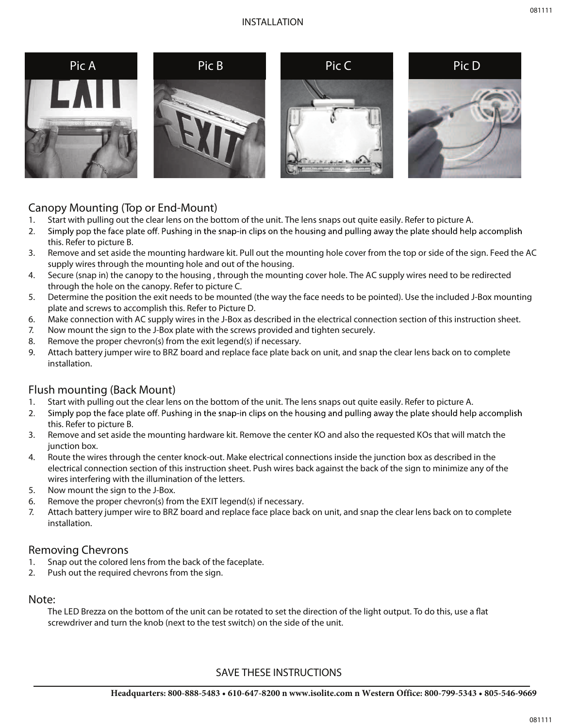INSTALLATION

Pic A

Pic B

Pic C

Pic D

## Canopy Mounting (Top or End-Mount)

1. Start with pulling out the clear lens on the bottom of the unit. The lens snaps out quite easily. Refer to picture A.
2. Simply pop the face plate off. Pushing in the snap-in clips on the housing and pulling away the plate should help accomplish this. Refer to picture B.
3. Remove and set aside the mounting hardware kit. Pull out the mounting hole cover from the top or side of the sign. Feed the AC supply wires through the mounting hole and out of the housing.
4. Secure (snap in) the canopy to the housing , through the mounting cover hole. The AC supply wires need to be redirected through the hole on the canopy. Refer to picture C.
5. Determine the position the exit needs to be mounted (the way the face needs to be pointed). Use the included J-Box mounting plate and screws to accomplish this. Refer to Picture D.
6. Make connection with AC supply wires in the J-Box as described in the electrical connection section of this instruction sheet.
7. Now mount the sign to the J-Box plate with the screws provided and tighten securely.
8. Remove the proper chevron(s) from the exit legend(s) if necessary.
9. Attach battery jumper wire to BRZ board and replace face plate back on unit, and snap the clear lens back on to complete installation.

## Flush mounting (Back Mount)

1. Start with pulling out the clear lens on the bottom of the unit. The lens snaps out quite easily. Refer to picture A.
2. Simply pop the face plate off. Pushing in the snap-in clips on the housing and pulling away the plate should help accomplish this. Refer to picture B.
3. Remove and set aside the mounting hardware kit. Remove the center KO and also the requested KOs that will match the junction box.
4. Route the wires through the center knock-out. Make electrical connections inside the junction box as described in the electrical connection section of this instruction sheet. Push wires back against the back of the sign to minimize any of the wires interfering with the illumination of the letters.
5. Now mount the sign to the J-Box.
6. Remove the proper chevron(s) from the EXIT legend(s) if necessary.
7. Attach battery jumper wire to BRZ board and replace face place back on unit, and snap the clear lens back on to complete installation.

## Removing Chevrons

1. Snap out the colored lens from the back of the faceplate.
2. Push out the required chevrons from the sign.

## Note:

The LED Brezza on the bottom of the unit can be rotated to set the direction of the light output. To do this, use a flat screwdriver and turn the knob (next to the test switch) on the side of the unit.

SAVE THESE INSTRUCTIONS

**Headquarters: 800-888-5483 • 610-647-8200 n www.isolite.com n Western Office: 800-799-5343 • 805-546-9669**